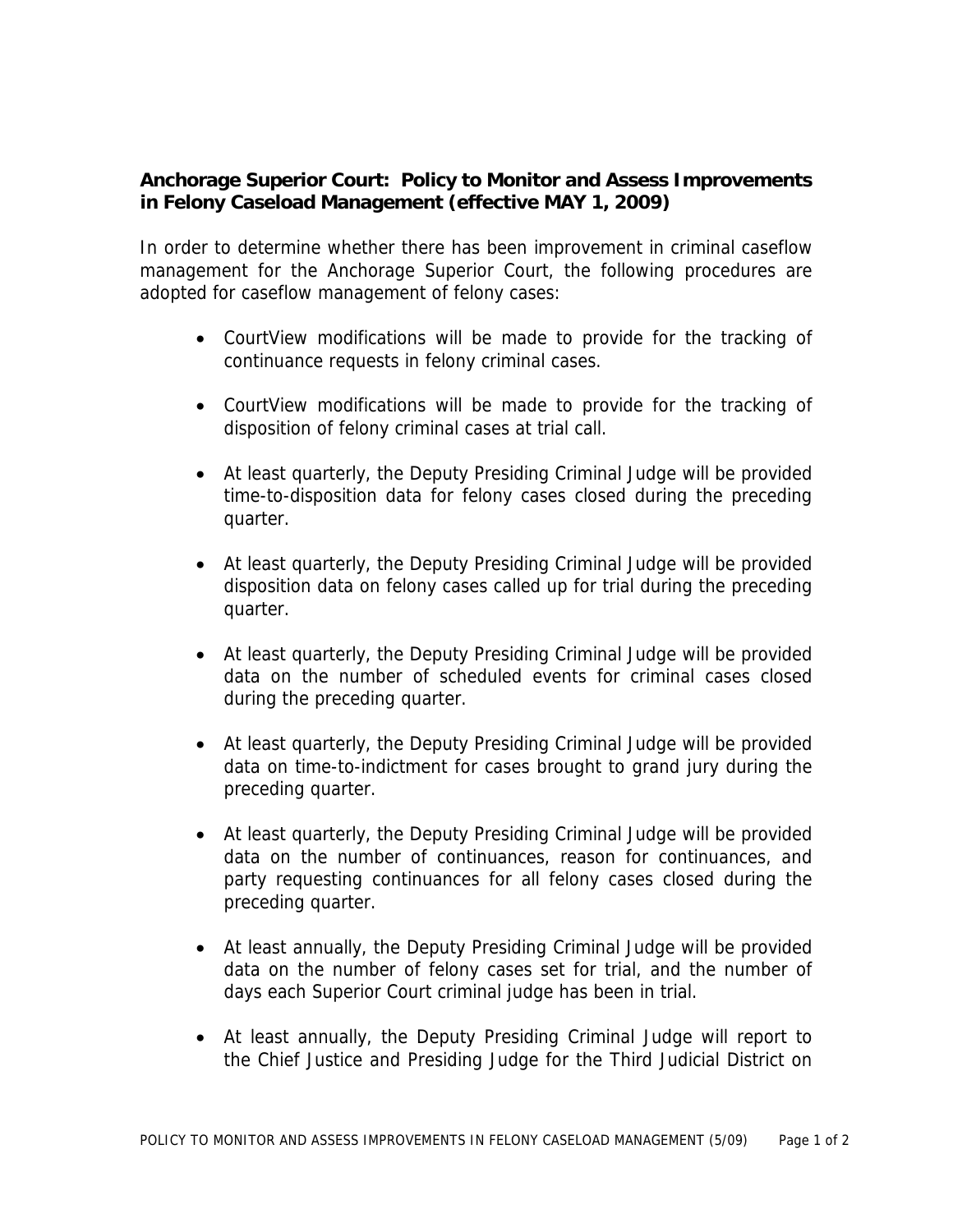**Anchorage Superior Court: Policy to Monitor and Assess Improvements in Felony Caseload Management (effective MAY 1, 2009)**

In order to determine whether there has been improvement in criminal caseflow management for the Anchorage Superior Court, the following procedures are adopted for caseflow management of felony cases:

- CourtView modifications will be made to provide for the tracking of continuance requests in felony criminal cases.

- CourtView modifications will be made to provide for the tracking of disposition of felony criminal cases at trial call.

- At least quarterly, the Deputy Presiding Criminal Judge will be provided time-to-disposition data for felony cases closed during the preceding quarter.

- At least quarterly, the Deputy Presiding Criminal Judge will be provided disposition data on felony cases called up for trial during the preceding quarter.

- At least quarterly, the Deputy Presiding Criminal Judge will be provided data on the number of scheduled events for criminal cases closed during the preceding quarter.

- At least quarterly, the Deputy Presiding Criminal Judge will be provided data on time-to-indictment for cases brought to grand jury during the preceding quarter.

- At least quarterly, the Deputy Presiding Criminal Judge will be provided data on the number of continuances, reason for continuances, and party requesting continuances for all felony cases closed during the preceding quarter.

- At least annually, the Deputy Presiding Criminal Judge will be provided data on the number of felony cases set for trial, and the number of days each Superior Court criminal judge has been in trial.

- At least annually, the Deputy Presiding Criminal Judge will report to the Chief Justice and Presiding Judge for the Third Judicial District on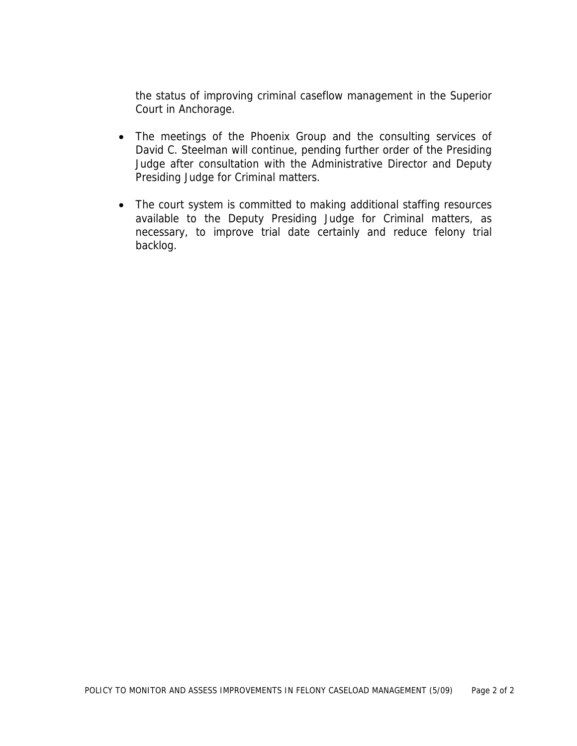the status of improving criminal caseflow management in the Superior Court in Anchorage.

- The meetings of the Phoenix Group and the consulting services of David C. Steelman will continue, pending further order of the Presiding Judge after consultation with the Administrative Director and Deputy Presiding Judge for Criminal matters.

- The court system is committed to making additional staffing resources available to the Deputy Presiding Judge for Criminal matters, as necessary, to improve trial date certainly and reduce felony trial backlog.